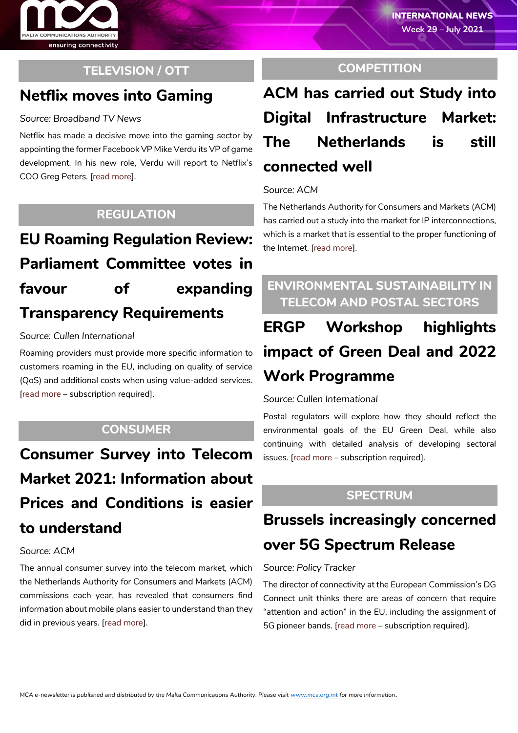INTERNATIONAL NEWS
Week 29 – July 2021

## TELEVISION / OTT

### Netflix moves into Gaming

*Source: Broadband TV News*

Netflix has made a decisive move into the gaming sector by appointing the former Facebook VP Mike Verdu its VP of game development. In his new role, Verdu will report to Netflix's COO Greg Peters. [read more].

## REGULATION

### EU Roaming Regulation Review: Parliament Committee votes in favour of expanding Transparency Requirements

*Source: Cullen International*

Roaming providers must provide more specific information to customers roaming in the EU, including on quality of service (QoS) and additional costs when using value-added services. [read more – subscription required].

## CONSUMER

### Consumer Survey into Telecom Market 2021: Information about Prices and Conditions is easier to understand

*Source: ACM*

The annual consumer survey into the telecom market, which the Netherlands Authority for Consumers and Markets (ACM) commissions each year, has revealed that consumers find information about mobile plans easier to understand than they did in previous years. [read more].

## COMPETITION

### ACM has carried out Study into Digital Infrastructure Market: The Netherlands is still connected well

*Source: ACM*

The Netherlands Authority for Consumers and Markets (ACM) has carried out a study into the market for IP interconnections, which is a market that is essential to the proper functioning of the Internet. [read more].

## ENVIRONMENTAL SUSTAINABILITY IN TELECOM AND POSTAL SECTORS

### ERGP Workshop highlights impact of Green Deal and 2022 Work Programme

*Source: Cullen International*

Postal regulators will explore how they should reflect the environmental goals of the EU Green Deal, while also continuing with detailed analysis of developing sectoral issues. [read more – subscription required].

## SPECTRUM

### Brussels increasingly concerned over 5G Spectrum Release

*Source: Policy Tracker*

The director of connectivity at the European Commission's DG Connect unit thinks there are areas of concern that require "attention and action" in the EU, including the assignment of 5G pioneer bands. [read more – subscription required].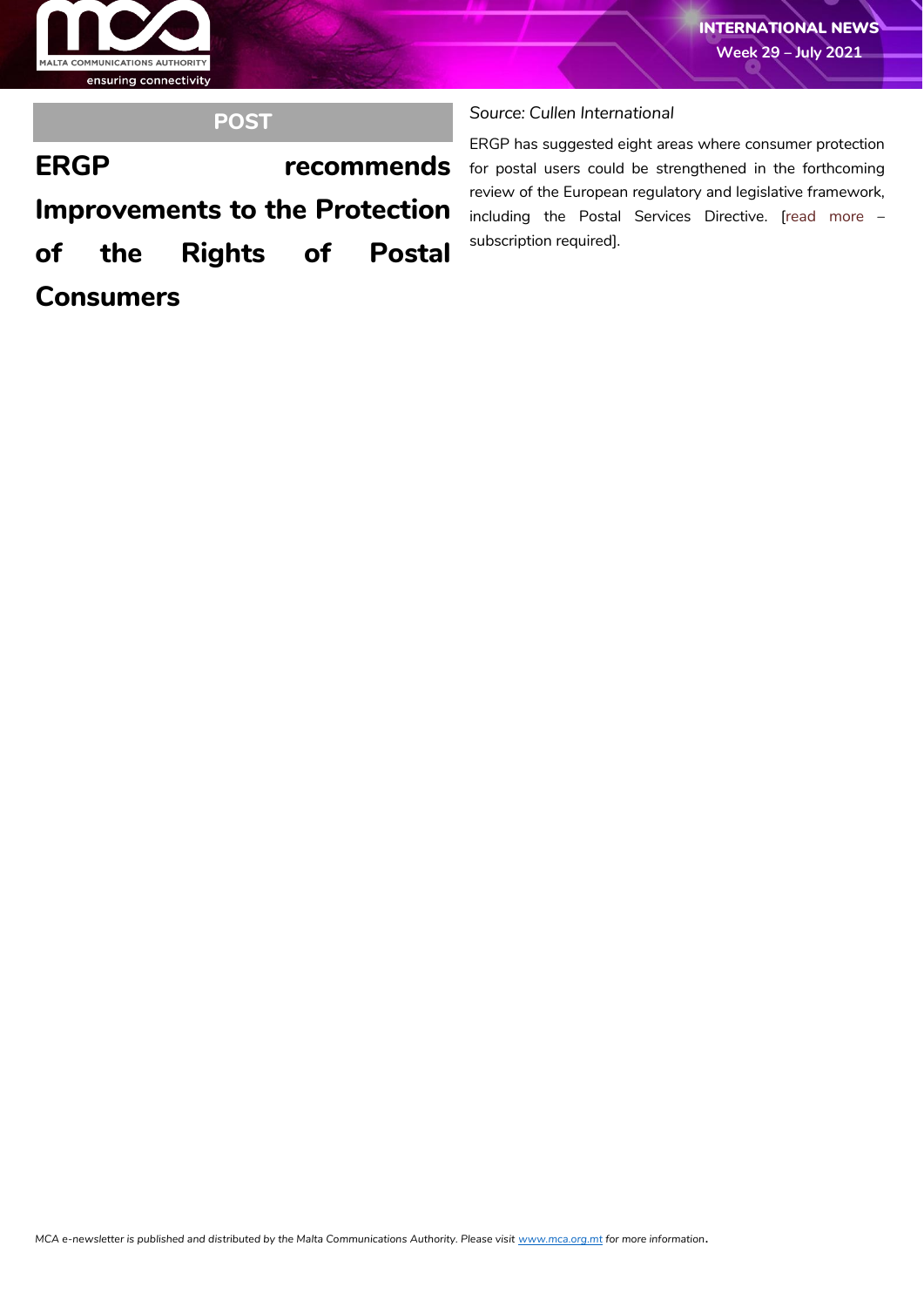## POST

## ERGP recommends Improvements to the Protection of the Rights of Postal Consumers

*Source: Cullen International*

ERGP has suggested eight areas where consumer protection for postal users could be strengthened in the forthcoming review of the European regulatory and legislative framework, including the Postal Services Directive. [read more – subscription required].